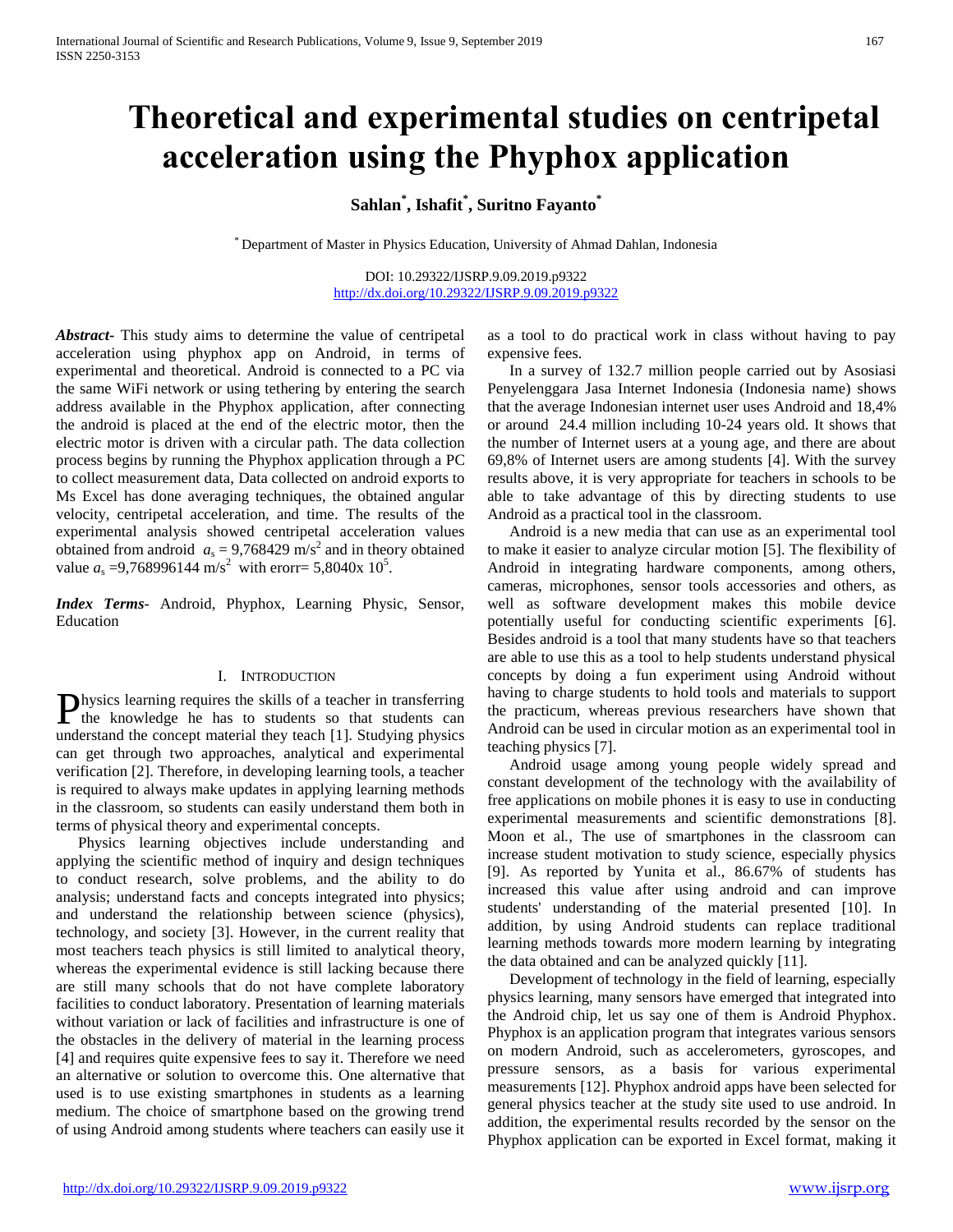# Theoretical and experimental studies on centripetal acceleration using the Phyphox application

**Sahlan[*], Ishafit[*], Suritno Fayanto[*]**

[*] Department of Master in Physics Education, University of Ahmad Dahlan, Indonesia

DOI: 10.29322/IJSRP.9.09.2019.p9322
http://dx.doi.org/10.29322/IJSRP.9.09.2019.p9322

***Abstract-*** This study aims to determine the value of centripetal acceleration using phyphox app on Android, in terms of experimental and theoretical. Android is connected to a PC via the same WiFi network or using tethering by entering the search address available in the Phyphox application, after connecting the android is placed at the end of the electric motor, then the electric motor is driven with a circular path. The data collection process begins by running the Phyphox application through a PC to collect measurement data, Data collected on android exports to Ms Excel has done averaging techniques, the obtained angular velocity, centripetal acceleration, and time. The results of the experimental analysis showed centripetal acceleration values obtained from android $a_s = 9{,}768429$ m/s$^2$ and in theory obtained value $a_s = 9{,}768996144$ m/s$^2$ with erorr= 5,8040x $10^5$.

***Index Terms-*** Android, Phyphox, Learning Physic, Sensor, Education

## I. Introduction

Physics learning requires the skills of a teacher in transferring the knowledge he has to students so that students can understand the concept material they teach [1]. Studying physics can get through two approaches, analytical and experimental verification [2]. Therefore, in developing learning tools, a teacher is required to always make updates in applying learning methods in the classroom, so students can easily understand them both in terms of physical theory and experimental concepts.

Physics learning objectives include understanding and applying the scientific method of inquiry and design techniques to conduct research, solve problems, and the ability to do analysis; understand facts and concepts integrated into physics; and understand the relationship between science (physics), technology, and society [3]. However, in the current reality that most teachers teach physics is still limited to analytical theory, whereas the experimental evidence is still lacking because there are still many schools that do not have complete laboratory facilities to conduct laboratory. Presentation of learning materials without variation or lack of facilities and infrastructure is one of the obstacles in the delivery of material in the learning process [4] and requires quite expensive fees to say it. Therefore we need an alternative or solution to overcome this. One alternative that used is to use existing smartphones in students as a learning medium. The choice of smartphone based on the growing trend of using Android among students where teachers can easily use it as a tool to do practical work in class without having to pay expensive fees.

In a survey of 132.7 million people carried out by Asosiasi Penyelenggara Jasa Internet Indonesia (Indonesia name) shows that the average Indonesian internet user uses Android and 18,4% or around 24.4 million including 10-24 years old. It shows that the number of Internet users at a young age, and there are about 69,8% of Internet users are among students [4]. With the survey results above, it is very appropriate for teachers in schools to be able to take advantage of this by directing students to use Android as a practical tool in the classroom.

Android is a new media that can use as an experimental tool to make it easier to analyze circular motion [5]. The flexibility of Android in integrating hardware components, among others, cameras, microphones, sensor tools accessories and others, as well as software development makes this mobile device potentially useful for conducting scientific experiments [6]. Besides android is a tool that many students have so that teachers are able to use this as a tool to help students understand physical concepts by doing a fun experiment using Android without having to charge students to hold tools and materials to support the practicum, whereas previous researchers have shown that Android can be used in circular motion as an experimental tool in teaching physics [7].

Android usage among young people widely spread and constant development of the technology with the availability of free applications on mobile phones it is easy to use in conducting experimental measurements and scientific demonstrations [8]. Moon et al*.,* The use of smartphones in the classroom can increase student motivation to study science, especially physics [9]. As reported by Yunita et al., 86.67% of students has increased this value after using android and can improve students' understanding of the material presented [10]. In addition, by using Android students can replace traditional learning methods towards more modern learning by integrating the data obtained and can be analyzed quickly [11].

Development of technology in the field of learning, especially physics learning, many sensors have emerged that integrated into the Android chip, let us say one of them is Android Phyphox. Phyphox is an application program that integrates various sensors on modern Android, such as accelerometers, gyroscopes, and pressure sensors, as a basis for various experimental measurements [12]. Phyphox android apps have been selected for general physics teacher at the study site used to use android. In addition, the experimental results recorded by the sensor on the Phyphox application can be exported in Excel format, making it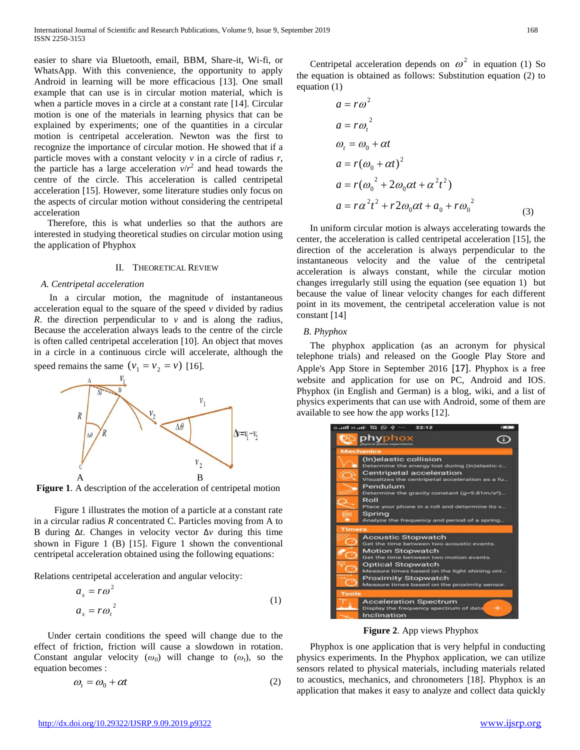easier to share via Bluetooth, email, BBM, Share-it, Wi-fi, or WhatsApp. With this convenience, the opportunity to apply Android in learning will be more efficacious [13]. One small example that can use is in circular motion material, which is when a particle moves in a circle at a constant rate [14]. Circular motion is one of the materials in learning physics that can be explained by experiments; one of the quantities in a circular motion is centripetal acceleration. Newton was the first to recognize the importance of circular motion. He showed that if a particle moves with a constant velocity $v$ in a circle of radius $r$, the particle has a large acceleration $v/r^2$ and head towards the centre of the circle. This acceleration is called centripetal acceleration [15]. However, some literature studies only focus on the aspects of circular motion without considering the centripetal acceleration

Therefore, this is what underlies so that the authors are interested in studying theoretical studies on circular motion using the application of Phyphox

## II. Theoretical Review

### A. Centripetal acceleration

In a circular motion, the magnitude of instantaneous acceleration equal to the square of the speed $v$ divided by radius $R$. the direction perpendicular to $v$ and is along the radius, Because the acceleration always leads to the centre of the circle is often called centripetal acceleration [10]. An object that moves in a circle in a continuous circle will accelerate, although the speed remains the same $(v_1 = v_2 = v)$ [16].

**Figure 1**. A description of the acceleration of centripetal motion

Figure 1 illustrates the motion of a particle at a constant rate in a circular radius $R$ concentrated C. Particles moving from A to B during $\Delta t$. Changes in velocity vector $\Delta v$ during this time shown in Figure 1 (B) [15]. Figure 1 shown the conventional centripetal acceleration obtained using the following equations:

Relations centripetal acceleration and angular velocity:

$$a_s = r\omega^2$$
$$a_s = r\omega_t^2 \tag{1}$$

Under certain conditions the speed will change due to the effect of friction, friction will cause a slowdown in rotation. Constant angular velocity ($\omega_0$) will change to ($\omega_t$), so the equation becomes :

$$\omega_t = \omega_0 + \alpha t \tag{2}$$

Centripetal acceleration depends on $\omega^2$ in equation (1) So the equation is obtained as follows: Substitution equation (2) to equation (1)

$$a = r\omega^2$$
$$a = r\omega_t^2$$
$$\omega_t = \omega_0 + \alpha t$$
$$a = r(\omega_0 + \alpha t)^2$$
$$a = r(\omega_0^2 + 2\omega_0 \alpha t + \alpha^2 t^2)$$
$$a = r\alpha^2 t^2 + r2\omega_0 \alpha t + a_0 + r\omega_0^2 \tag{3}$$

In uniform circular motion is always accelerating towards the center, the acceleration is called centripetal acceleration [15], the direction of the acceleration is always perpendicular to the instantaneous velocity and the value of the centripetal acceleration is always constant, while the circular motion changes irregularly still using the equation (see equation 1) but because the value of linear velocity changes for each different point in its movement, the centripetal acceleration value is not constant [14]

### B. Phyphox

The phyphox application (as an acronym for physical telephone trials) and released on the Google Play Store and Apple's App Store in September 2016 [17]. Phyphox is a free website and application for use on PC, Android and IOS. Phyphox (in English and German) is a blog, wiki, and a list of physics experiments that can use with Android, some of them are available to see how the app works [12].

**Figure 2**. App views Phyphox

Phyphox is one application that is very helpful in conducting physics experiments. In the Phyphox application, we can utilize sensors related to physical materials, including materials related to acoustics, mechanics, and chronometers [18]. Phyphox is an application that makes it easy to analyze and collect data quickly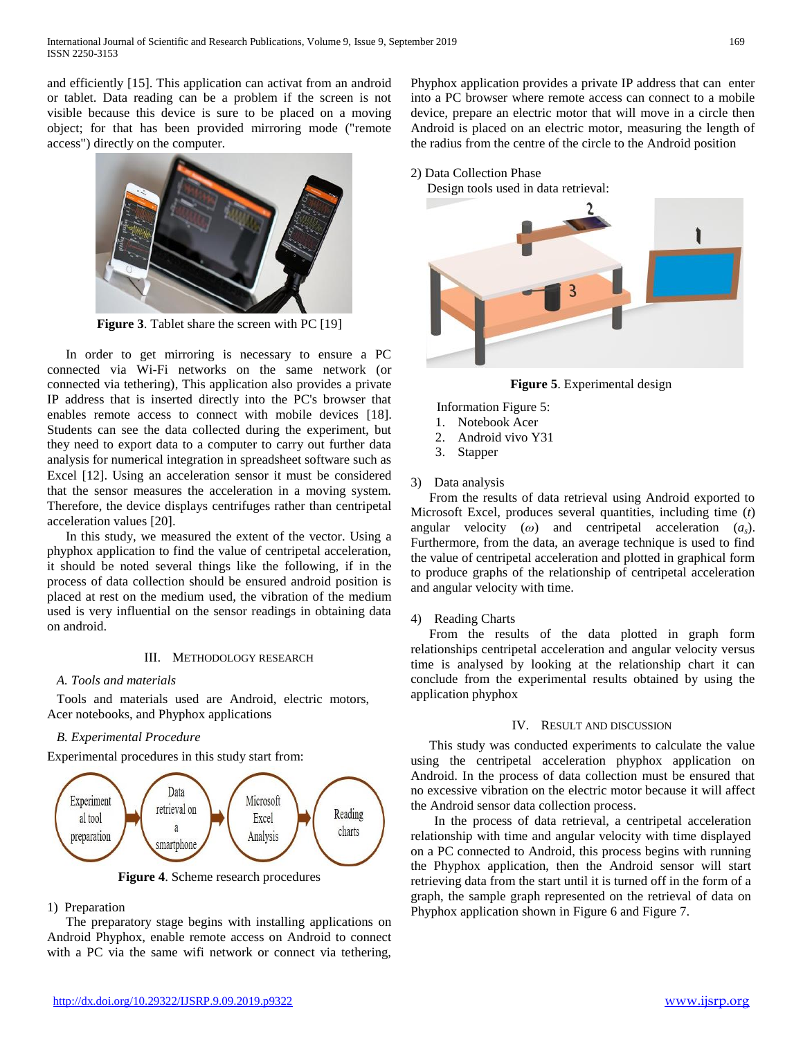and efficiently [15]. This application can activat from an android or tablet. Data reading can be a problem if the screen is not visible because this device is sure to be placed on a moving object; for that has been provided mirroring mode ("remote access") directly on the computer.

**Figure 3**. Tablet share the screen with PC [19]

In order to get mirroring is necessary to ensure a PC connected via Wi-Fi networks on the same network (or connected via tethering), This application also provides a private IP address that is inserted directly into the PC's browser that enables remote access to connect with mobile devices [18]. Students can see the data collected during the experiment, but they need to export data to a computer to carry out further data analysis for numerical integration in spreadsheet software such as Excel [12]. Using an acceleration sensor it must be considered that the sensor measures the acceleration in a moving system. Therefore, the device displays centrifuges rather than centripetal acceleration values [20].

In this study, we measured the extent of the vector. Using a phyphox application to find the value of centripetal acceleration, it should be noted several things like the following, if in the process of data collection should be ensured android position is placed at rest on the medium used, the vibration of the medium used is very influential on the sensor readings in obtaining data on android.

## III. Methodology Research

### *A. Tools and materials*

Tools and materials used are Android, electric motors, Acer notebooks, and Phyphox applications

### *B. Experimental Procedure*

Experimental procedures in this study start from:

Experimental tool preparation → Data retrieval on a smartphone → Microsoft Excel Analysis → Reading charts

**Figure 4**. Scheme research procedures

1) Preparation

The preparatory stage begins with installing applications on Android Phyphox, enable remote access on Android to connect with a PC via the same wifi network or connect via tethering, Phyphox application provides a private IP address that can enter into a PC browser where remote access can connect to a mobile device, prepare an electric motor that will move in a circle then Android is placed on an electric motor, measuring the length of the radius from the centre of the circle to the Android position

2) Data Collection Phase

Design tools used in data retrieval:

**Figure 5**. Experimental design

Information Figure 5:

1. Notebook Acer
2. Android vivo Y31
3. Stapper

3) Data analysis

From the results of data retrieval using Android exported to Microsoft Excel, produces several quantities, including time ($t$) angular velocity ($\omega$) and centripetal acceleration ($a_s$). Furthermore, from the data, an average technique is used to find the value of centripetal acceleration and plotted in graphical form to produce graphs of the relationship of centripetal acceleration and angular velocity with time.

4) Reading Charts

From the results of the data plotted in graph form relationships centripetal acceleration and angular velocity versus time is analysed by looking at the relationship chart it can conclude from the experimental results obtained by using the application phyphox

## IV. Result and Discussion

This study was conducted experiments to calculate the value using the centripetal acceleration phyphox application on Android. In the process of data collection must be ensured that no excessive vibration on the electric motor because it will affect the Android sensor data collection process.

In the process of data retrieval, a centripetal acceleration relationship with time and angular velocity with time displayed on a PC connected to Android, this process begins with running the Phyphox application, then the Android sensor will start retrieving data from the start until it is turned off in the form of a graph, the sample graph represented on the retrieval of data on Phyphox application shown in Figure 6 and Figure 7.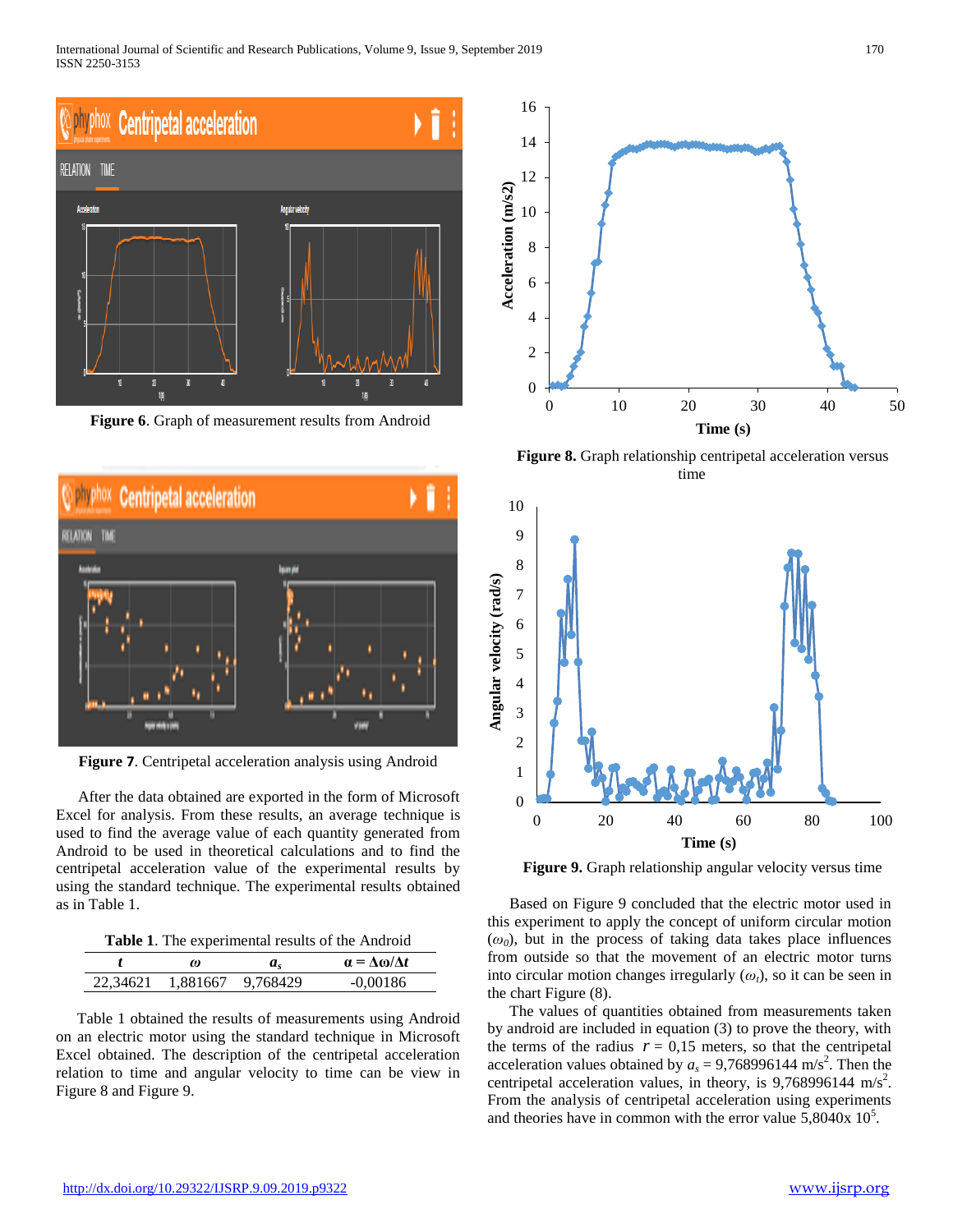Figure 6. Graph of measurement results from Android

Figure 7. Centripetal acceleration analysis using Android

After the data obtained are exported in the form of Microsoft Excel for analysis. From these results, an average technique is used to find the average value of each quantity generated from Android to be used in theoretical calculations and to find the centripetal acceleration value of the experimental results by using the standard technique. The experimental results obtained as in Table 1.

**Table 1**. The experimental results of the Android

| $t$ | $\omega$ | $a_s$ | $\alpha = \Delta\omega/\Delta t$ |
|---|---|---|---|
| 22,34621 | 1,881667 | 9,768429 | -0,00186 |

Table 1 obtained the results of measurements using Android on an electric motor using the standard technique in Microsoft Excel obtained. The description of the centripetal acceleration relation to time and angular velocity to time can be view in Figure 8 and Figure 9.

**Figure 8.** Graph relationship centripetal acceleration versus time

**Figure 9.** Graph relationship angular velocity versus time

Based on Figure 9 concluded that the electric motor used in this experiment to apply the concept of uniform circular motion ($\omega_0$), but in the process of taking data takes place influences from outside so that the movement of an electric motor turns into circular motion changes irregularly ($\omega_t$), so it can be seen in the chart Figure (8).

The values of quantities obtained from measurements taken by android are included in equation (3) to prove the theory, with the terms of the radius $r$ = 0,15 meters, so that the centripetal acceleration values obtained by $a_s$ = 9,768996144 m/s$^2$. Then the centripetal acceleration values, in theory, is 9,768996144 m/s$^2$. From the analysis of centripetal acceleration using experiments and theories have in common with the error value 5,8040x 10$^5$.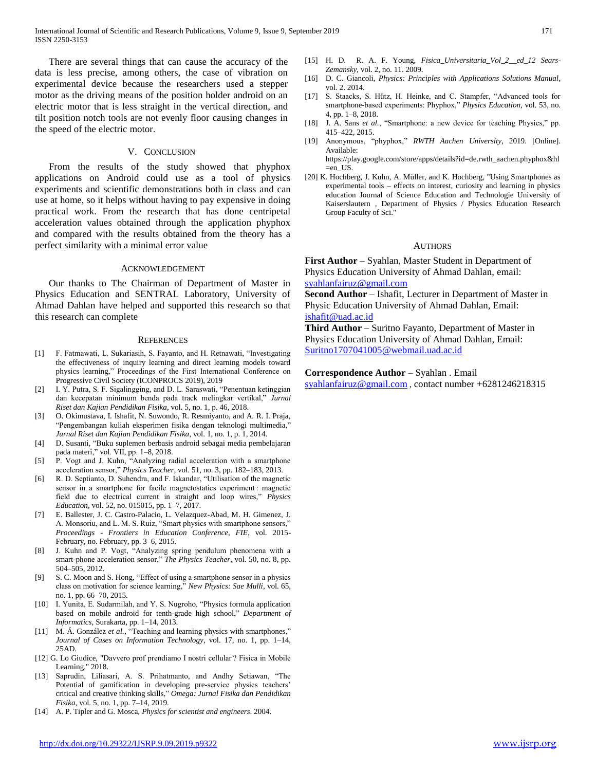There are several things that can cause the accuracy of the data is less precise, among others, the case of vibration on experimental device because the researchers used a stepper motor as the driving means of the position holder android on an electric motor that is less straight in the vertical direction, and tilt position notch tools are not evenly floor causing changes in the speed of the electric motor.

## V. Conclusion

From the results of the study showed that phyphox applications on Android could use as a tool of physics experiments and scientific demonstrations both in class and can use at home, so it helps without having to pay expensive in doing practical work. From the research that has done centripetal acceleration values obtained through the application phyphox and compared with the results obtained from the theory has a perfect similarity with a minimal error value

## Acknowledgement

Our thanks to The Chairman of Department of Master in Physics Education and SENTRAL Laboratory, University of Ahmad Dahlan have helped and supported this research so that this research can complete

## References

[1] F. Fatmawati, L. Sukariasih, S. Fayanto, and H. Retnawati, "Investigating the effectiveness of inquiry learning and direct learning models toward physics learning," Proceedings of the First International Conference on Progressive Civil Society (ICONPROCS 2019), 2019

[2] I. Y. Putra, S. F. Sigalingging, and D. L. Saraswati, "Penentuan ketinggian dan kecepatan minimum benda pada track melingkar vertikal," *Jurnal Riset dan Kajian Pendidikan Fisika*, vol. 5, no. 1, p. 46, 2018.

[3] O. Okimustava, I. Ishafit, N. Suwondo, R. Resmiyanto, and A. R. I. Praja, "Pengembangan kuliah eksperimen fisika dengan teknologi multimedia," *Jurnal Riset dan Kajian Pendidikan Fisika*, vol. 1, no. 1, p. 1, 2014.

[4] D. Susanti, "Buku suplemen berbasis android sebagai media pembelajaran pada materi," vol. VII, pp. 1–8, 2018.

[5] P. Vogt and J. Kuhn, "Analyzing radial acceleration with a smartphone acceleration sensor," *Physics Teacher*, vol. 51, no. 3, pp. 182–183, 2013.

[6] R. D. Septianto, D. Suhendra, and F. Iskandar, "Utilisation of the magnetic sensor in a smartphone for facile magnetostatics experiment : magnetic field due to electrical current in straight and loop wires," *Physics Education*, vol. 52, no. 015015, pp. 1–7, 2017.

[7] E. Ballester, J. C. Castro-Palacio, L. Velazquez-Abad, M. H. Gimenez, J. A. Monsoriu, and L. M. S. Ruiz, "Smart physics with smartphone sensors," *Proceedings - Frontiers in Education Conference, FIE*, vol. 2015-February, no. February, pp. 3–6, 2015.

[8] J. Kuhn and P. Vogt, "Analyzing spring pendulum phenomena with a smart-phone acceleration sensor," *The Physics Teacher*, vol. 50, no. 8, pp. 504–505, 2012.

[9] S. C. Moon and S. Hong, "Effect of using a smartphone sensor in a physics class on motivation for science learning," *New Physics: Sae Mulli*, vol. 65, no. 1, pp. 66–70, 2015.

[10] I. Yunita, E. Sudarmilah, and Y. S. Nugroho, "Physics formula application based on mobile android for tenth-grade high school," *Department of Informatics*, Surakarta, pp. 1–14, 2013.

[11] M. Á. González *et al.*, "Teaching and learning physics with smartphones," *Journal of Cases on Information Technology*, vol. 17, no. 1, pp. 1–14, 25AD.

[12] G. Lo Giudice, "Davvero prof prendiamo I nostri cellular ? Fisica in Mobile Learning," 2018.

[13] Saprudin, Liliasari, A. S. Prihatmanto, and Andhy Setiawan, "The Potential of gamification in developing pre-service physics teachers' critical and creative thinking skills," *Omega: Jurnal Fisika dan Pendidikan Fisika*, vol. 5, no. 1, pp. 7–14, 2019.

[14] A. P. Tipler and G. Mosca, *Physics for scientist and engineers*. 2004.

[15] H. D. R. A. F. Young, *Fisica_Universitaria_Vol_2__ed_12 Sears-Zemansky*, vol. 2, no. 11. 2009.

[16] D. C. Giancoli, *Physics: Principles with Applications Solutions Manual*, vol. 2. 2014.

[17] S. Staacks, S. Hütz, H. Heinke, and C. Stampfer, "Advanced tools for smartphone-based experiments: Phyphox," *Physics Education*, vol. 53, no. 4, pp. 1–8, 2018.

[18] J. A. Sans *et al.*, "Smartphone: a new device for teaching Physics," pp. 415–422, 2015.

[19] Anonymous, "phyphox," *RWTH Aachen University*, 2019. [Online]. Available: https://play.google.com/store/apps/details?id=de.rwth_aachen.phyphox&hl=en_US.

[20] K. Hochberg, J. Kuhn, A. Müller, and K. Hochberg, "Using Smartphones as experimental tools – effects on interest, curiosity and learning in physics education Journal of Science Education and Technologie University of Kaiserslautern , Department of Physics / Physics Education Research Group Faculty of Sci."

## Authors

**First Author** – Syahlan, Master Student in Department of Physics Education University of Ahmad Dahlan, email: syahlanfairuz@gmail.com

**Second Author** – Ishafit, Lecturer in Department of Master in Physic Education University of Ahmad Dahlan, Email: ishafit@uad.ac.id

**Third Author** – Suritno Fayanto, Department of Master in Physics Education University of Ahmad Dahlan, Email: Suritno1707041005@webmail.uad.ac.id

**Correspondence Author** – Syahlan . Email syahlanfairuz@gmail.com , contact number +6281246218315